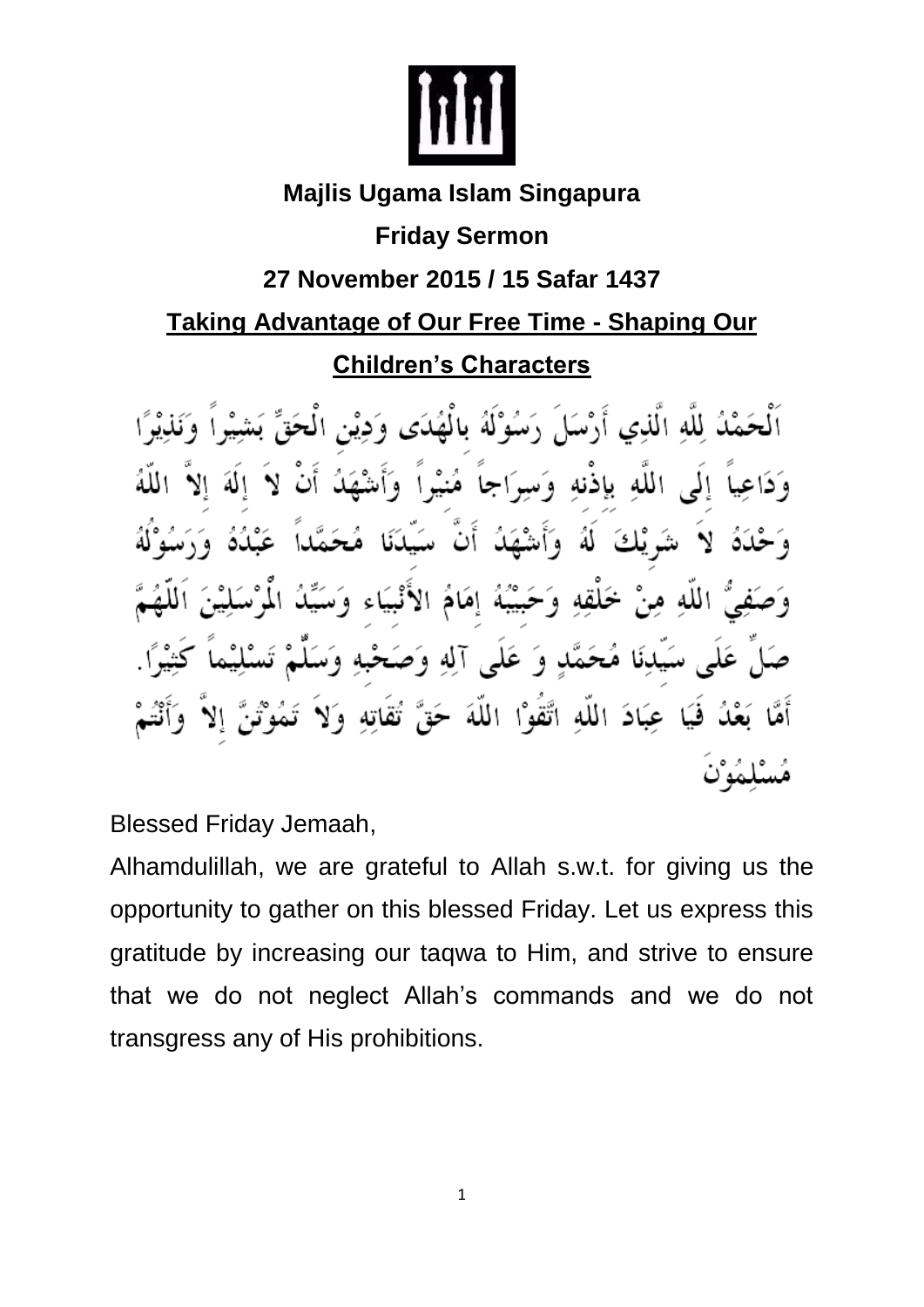**Majlis Ugama Islam Singapura**

**Friday Sermon**

**27 November 2015 / 15 Safar 1437**

## Taking Advantage of Our Free Time - Shaping Our Children's Characters

اَلْحَمْدُ لِلَّهِ الَّذِي أَرْسَلَ رَسُوْلَهُ بِالْهُدَى وَدِيْنِ الْحَقِّ بَشِيْراً وَنَذِيْرًا وَدَاعِياً إِلَى اللَّهِ بِإِذْنِهِ وَسِرَاجاً مُنِيْراً وَأَشْهَدُ أَنْ لاَ إِلَهَ إِلاَّ اللَّهُ وَحْدَهُ لاَ شَرِيْكَ لَهُ وَأَشْهَدُ أَنَّ سَيِّدَنَا مُحَمَّداً عَبْدُهُ وَرَسُوْلُهُ وَصَفِيُّ اللَّهِ مِنْ خَلْقِهِ وَحَبِيْبُهُ إِمَامُ الأَنْبِيَاءِ وَسَيِّدُ الْمُرْسَلِيْنَ اَللَّهُمَّ صَلِّ عَلَى سَيِّدِنَا مُحَمَّدٍ وَ عَلَى آلِهِ وَصَحْبِهِ وَسَلِّمْ تَسْلِيْماً كَثِيْرًا. أَمَّا بَعْدُ فَيَا عِبَادَ اللَّهِ اتَّقُوْا اللَّهَ حَقَّ تُقَاتِهِ وَلاَ تَمُوْتُنَّ إِلاَّ وَأَنْتُمْ مُسْلِمُوْنَ

Blessed Friday Jemaah,

Alhamdulillah, we are grateful to Allah s.w.t. for giving us the opportunity to gather on this blessed Friday. Let us express this gratitude by increasing our taqwa to Him, and strive to ensure that we do not neglect Allah's commands and we do not transgress any of His prohibitions.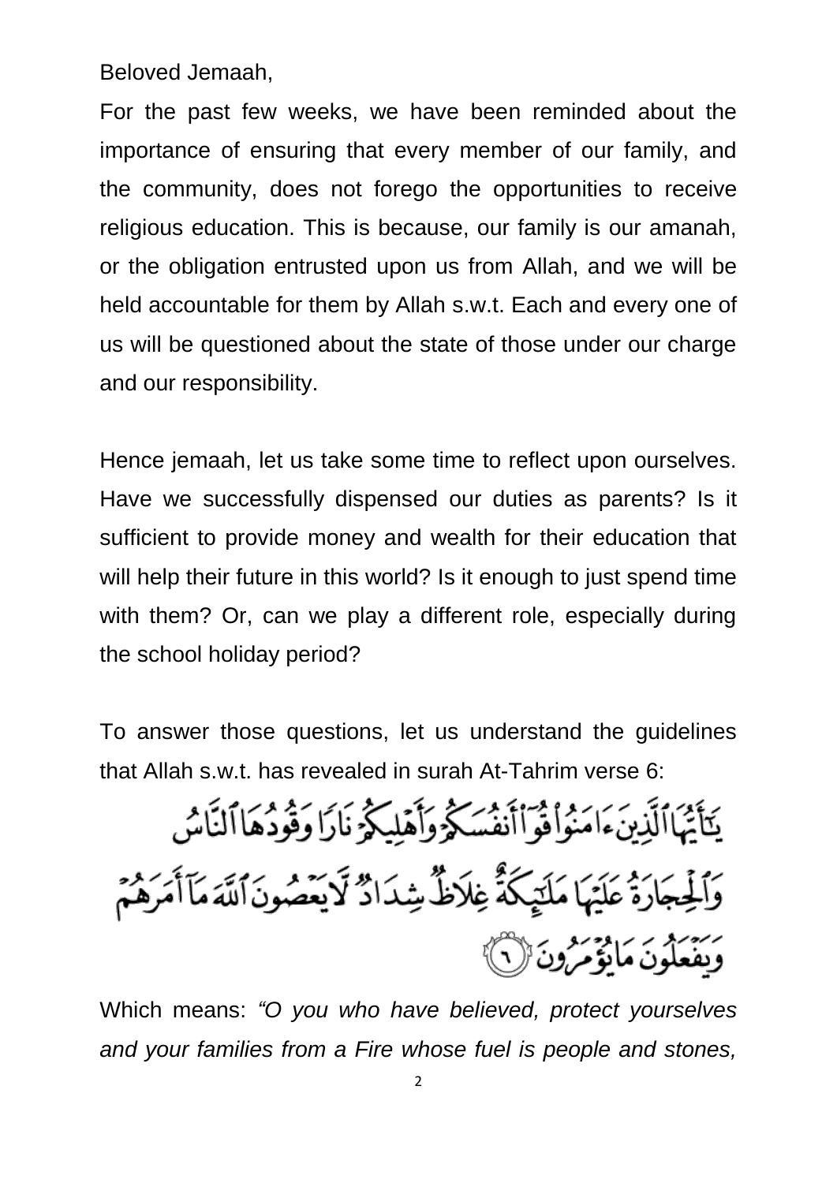Beloved Jemaah,

For the past few weeks, we have been reminded about the importance of ensuring that every member of our family, and the community, does not forego the opportunities to receive religious education. This is because, our family is our amanah, or the obligation entrusted upon us from Allah, and we will be held accountable for them by Allah s.w.t. Each and every one of us will be questioned about the state of those under our charge and our responsibility.

Hence jemaah, let us take some time to reflect upon ourselves. Have we successfully dispensed our duties as parents? Is it sufficient to provide money and wealth for their education that will help their future in this world? Is it enough to just spend time with them? Or, can we play a different role, especially during the school holiday period?

To answer those questions, let us understand the guidelines that Allah s.w.t. has revealed in surah At-Tahrim verse 6:

يَٰٓأَيُّهَا ٱلَّذِينَ ءَامَنُوا۟ قُوٓا۟ أَنفُسَكُمْ وَأَهْلِيكُمْ نَارًا وَقُودُهَا ٱلنَّاسُ وَٱلْحِجَارَةُ عَلَيْهَا مَلَٰٓئِكَةٌ غِلَاظٌ شِدَادٌ لَّا يَعْصُونَ ٱللَّهَ مَآ أَمَرَهُمْ وَيَفْعَلُونَ مَا يُؤْمَرُونَ ٦

Which means: *"O you who have believed, protect yourselves and your families from a Fire whose fuel is people and stones,*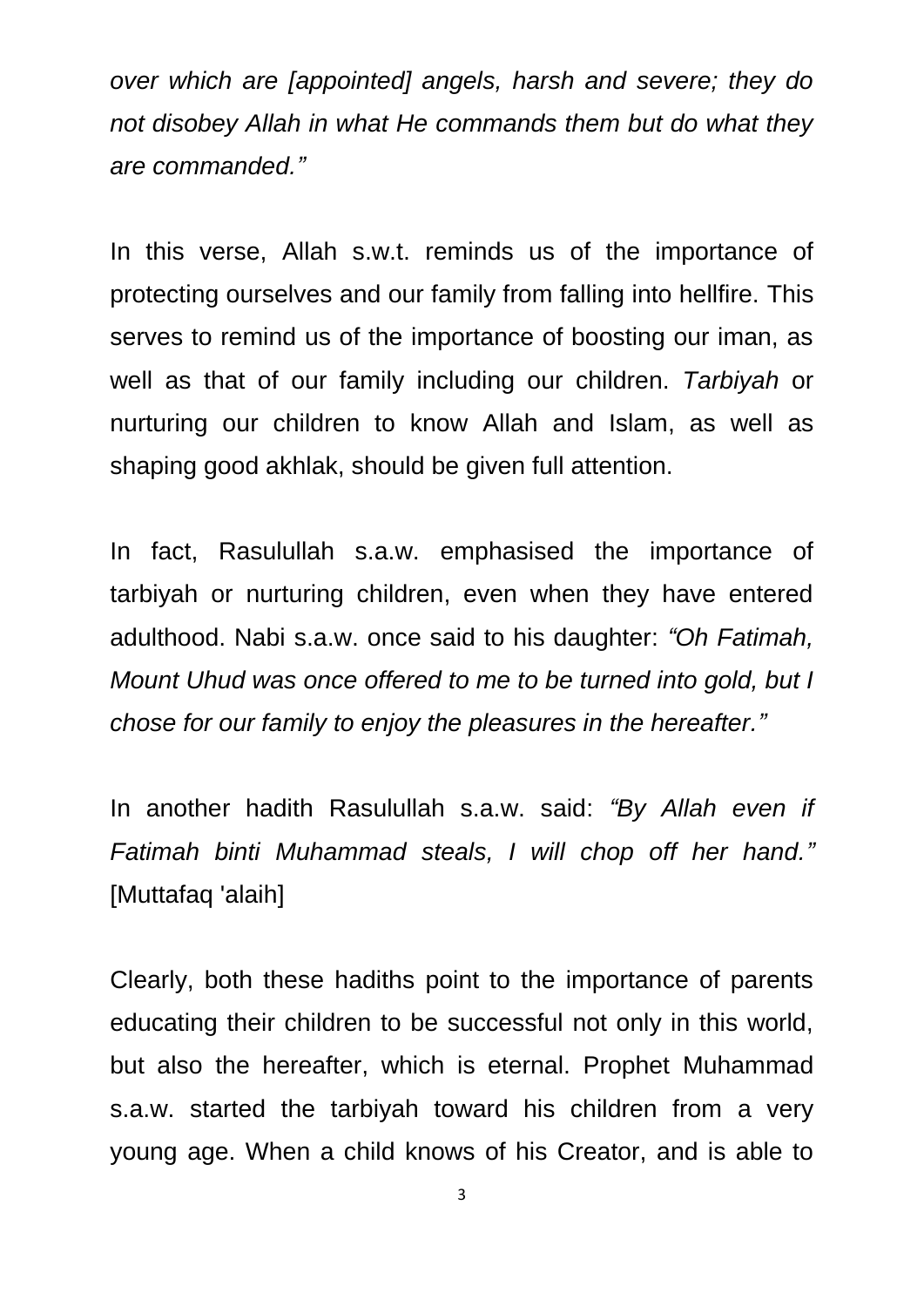*over which are [appointed] angels, harsh and severe; they do not disobey Allah in what He commands them but do what they are commanded."*

In this verse, Allah s.w.t. reminds us of the importance of protecting ourselves and our family from falling into hellfire. This serves to remind us of the importance of boosting our iman, as well as that of our family including our children. *Tarbiyah* or nurturing our children to know Allah and Islam, as well as shaping good akhlak, should be given full attention.

In fact, Rasulullah s.a.w. emphasised the importance of tarbiyah or nurturing children, even when they have entered adulthood. Nabi s.a.w. once said to his daughter: *"Oh Fatimah, Mount Uhud was once offered to me to be turned into gold, but I chose for our family to enjoy the pleasures in the hereafter."*

In another hadith Rasulullah s.a.w. said: *"By Allah even if Fatimah binti Muhammad steals, I will chop off her hand."* [Muttafaq 'alaih]

Clearly, both these hadiths point to the importance of parents educating their children to be successful not only in this world, but also the hereafter, which is eternal. Prophet Muhammad s.a.w. started the tarbiyah toward his children from a very young age. When a child knows of his Creator, and is able to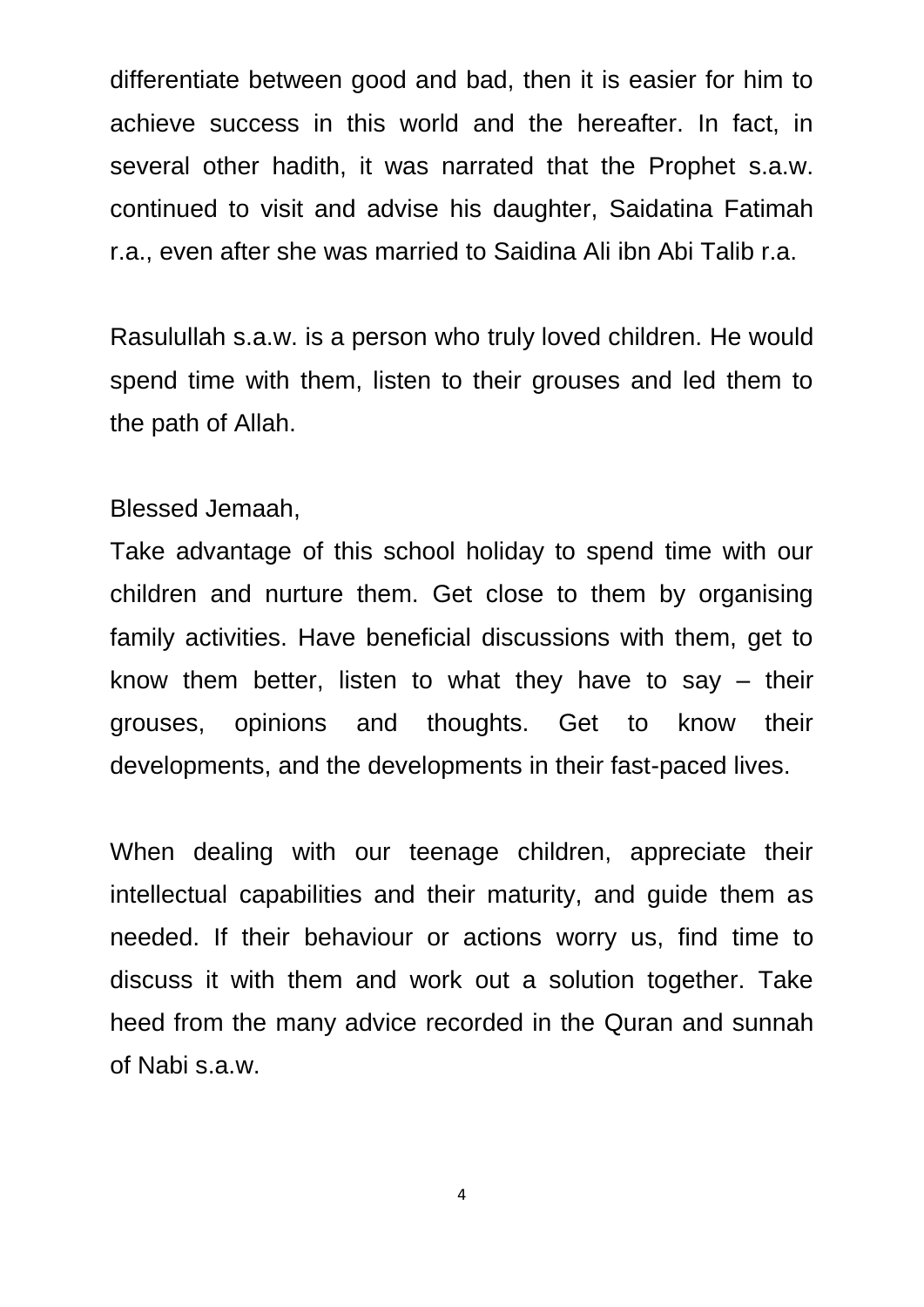differentiate between good and bad, then it is easier for him to achieve success in this world and the hereafter. In fact, in several other hadith, it was narrated that the Prophet s.a.w. continued to visit and advise his daughter, Saidatina Fatimah r.a., even after she was married to Saidina Ali ibn Abi Talib r.a.

Rasulullah s.a.w. is a person who truly loved children. He would spend time with them, listen to their grouses and led them to the path of Allah.

Blessed Jemaah,

Take advantage of this school holiday to spend time with our children and nurture them. Get close to them by organising family activities. Have beneficial discussions with them, get to know them better, listen to what they have to say – their grouses, opinions and thoughts. Get to know their developments, and the developments in their fast-paced lives.

When dealing with our teenage children, appreciate their intellectual capabilities and their maturity, and guide them as needed. If their behaviour or actions worry us, find time to discuss it with them and work out a solution together. Take heed from the many advice recorded in the Quran and sunnah of Nabi s.a.w.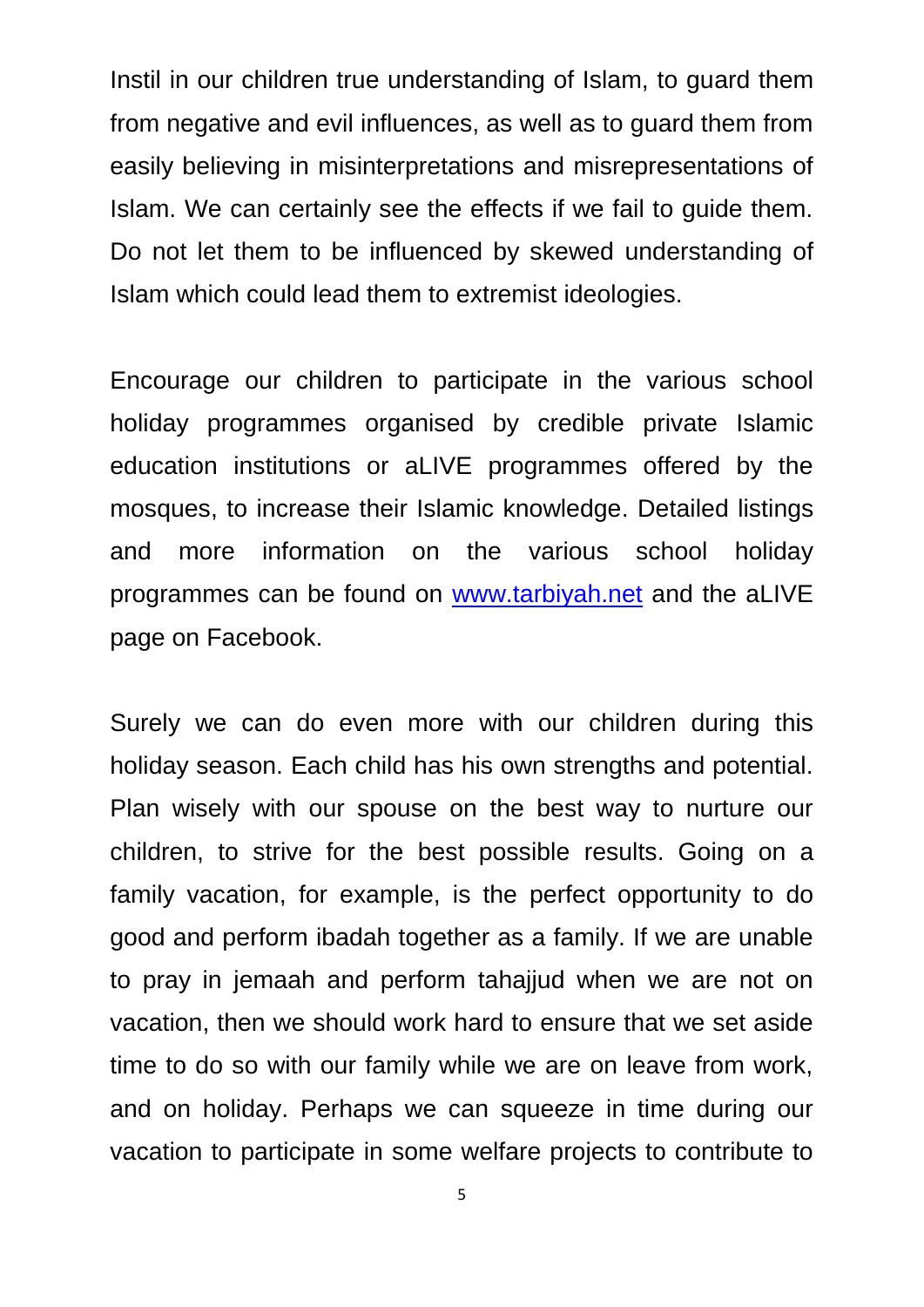Instil in our children true understanding of Islam, to guard them from negative and evil influences, as well as to guard them from easily believing in misinterpretations and misrepresentations of Islam. We can certainly see the effects if we fail to guide them. Do not let them to be influenced by skewed understanding of Islam which could lead them to extremist ideologies.

Encourage our children to participate in the various school holiday programmes organised by credible private Islamic education institutions or aLIVE programmes offered by the mosques, to increase their Islamic knowledge. Detailed listings and more information on the various school holiday programmes can be found on [www.tarbiyah.net](http://www.tarbiyah.net) and the aLIVE page on Facebook.

Surely we can do even more with our children during this holiday season. Each child has his own strengths and potential. Plan wisely with our spouse on the best way to nurture our children, to strive for the best possible results. Going on a family vacation, for example, is the perfect opportunity to do good and perform ibadah together as a family. If we are unable to pray in jemaah and perform tahajjud when we are not on vacation, then we should work hard to ensure that we set aside time to do so with our family while we are on leave from work, and on holiday. Perhaps we can squeeze in time during our vacation to participate in some welfare projects to contribute to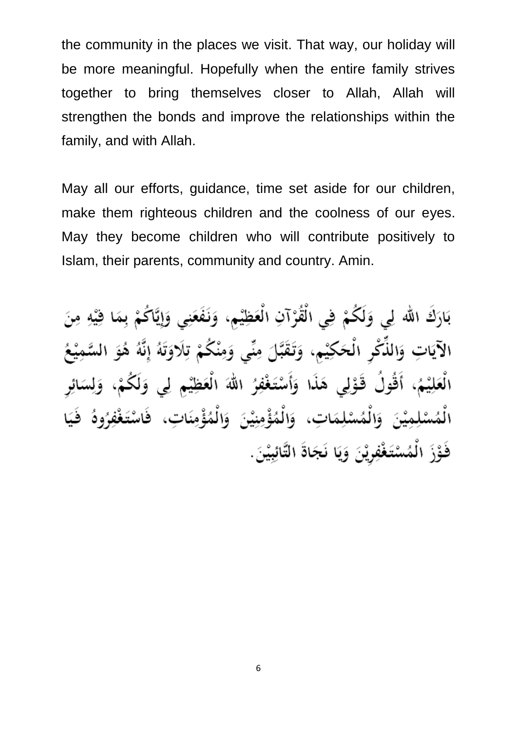the community in the places we visit. That way, our holiday will be more meaningful. Hopefully when the entire family strives together to bring themselves closer to Allah, Allah will strengthen the bonds and improve the relationships within the family, and with Allah.

May all our efforts, guidance, time set aside for our children, make them righteous children and the coolness of our eyes. May they become children who will contribute positively to Islam, their parents, community and country. Amin.

بَارَكَ اللهُ لِي وَلَكُمْ فِي الْقُرْآنِ الْعَظِيْمِ، وَنَفَعَنِي وَإِيَّاكُمْ بِمَا فِيْهِ مِنَ الآيَاتِ وَالذِّكْرِ الْحَكِيْمِ، وَتَقَبَّلَ مِنِّي وَمِنْكُمْ تِلَاوَتَهُ إِنَّهُ هُوَ السَّمِيْعُ الْعَلِيْمُ، أَقُولُ قَوْلِي هَذَا وَأَسْتَغْفِرُ اللهَ الْعَظِيْمَ لِي وَلَكُمْ، وَلِسَائِرِ الْمُسْلِمِيْنَ وَالْمُسْلِمَاتِ، وَالْمُؤْمِنِيْنَ وَالْمُؤْمِنَاتِ، فَاسْتَغْفِرُوهُ فَيَا فَوْزَ الْمُسْتَغْفِرِيْنَ وَيَا نَجَاةَ التَّائِبِيْنَ.